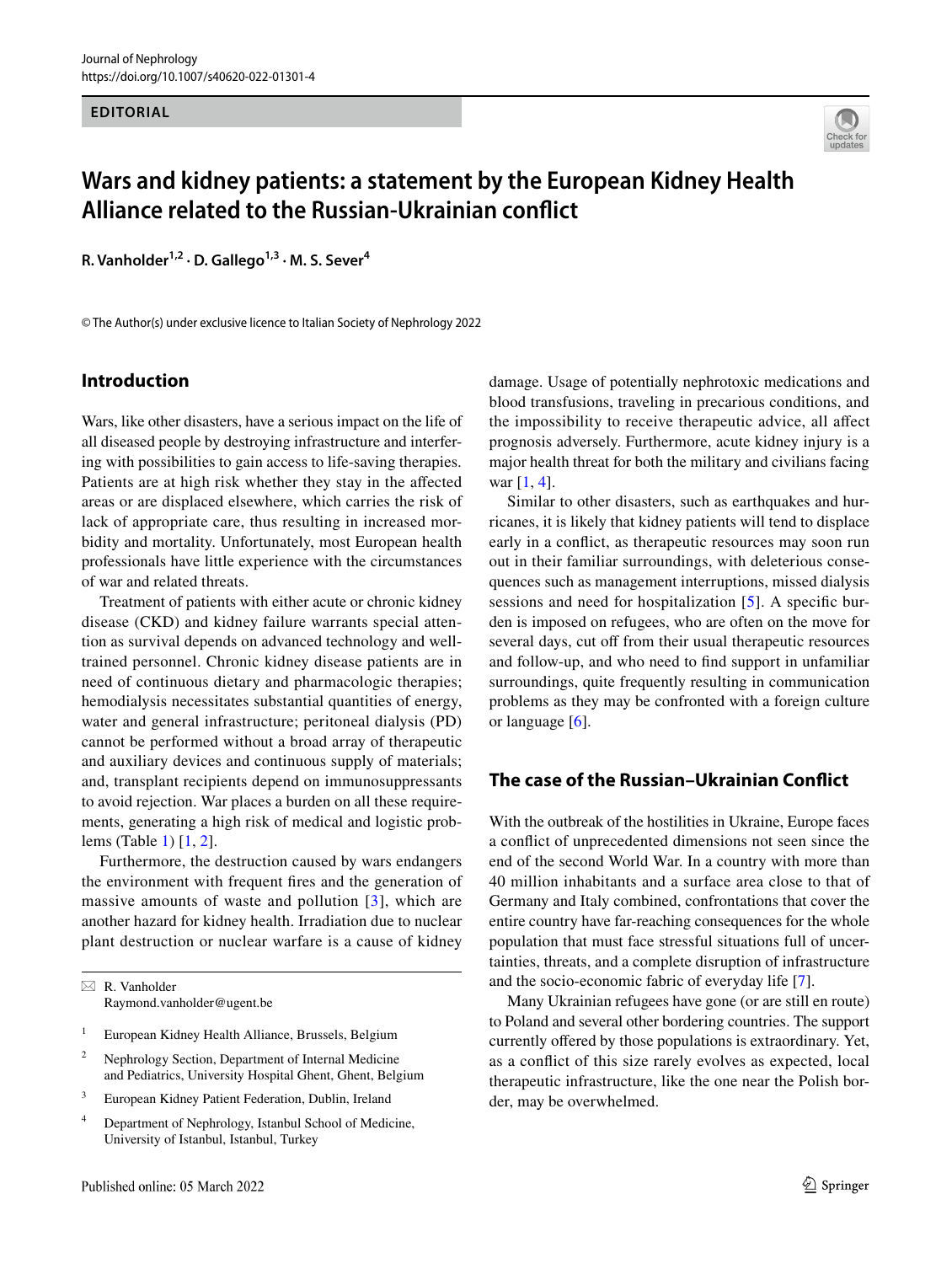EDITORIAL

# Wars and kidney patients: a statement by the European Kidney Health Alliance related to the Russian-Ukrainian conflict

**R. Vanholder[1,2] · D. Gallego[1,3] · M. S. Sever[4]**

© The Author(s) under exclusive licence to Italian Society of Nephrology 2022

## Introduction

Wars, like other disasters, have a serious impact on the life of all diseased people by destroying infrastructure and interfering with possibilities to gain access to life-saving therapies. Patients are at high risk whether they stay in the affected areas or are displaced elsewhere, which carries the risk of lack of appropriate care, thus resulting in increased morbidity and mortality. Unfortunately, most European health professionals have little experience with the circumstances of war and related threats.

Treatment of patients with either acute or chronic kidney disease (CKD) and kidney failure warrants special attention as survival depends on advanced technology and well-trained personnel. Chronic kidney disease patients are in need of continuous dietary and pharmacologic therapies; hemodialysis necessitates substantial quantities of energy, water and general infrastructure; peritoneal dialysis (PD) cannot be performed without a broad array of therapeutic and auxiliary devices and continuous supply of materials; and, transplant recipients depend on immunosuppressants to avoid rejection. War places a burden on all these requirements, generating a high risk of medical and logistic problems (Table 1) [1, 2].

Furthermore, the destruction caused by wars endangers the environment with frequent fires and the generation of massive amounts of waste and pollution [3], which are another hazard for kidney health. Irradiation due to nuclear plant destruction or nuclear warfare is a cause of kidney damage. Usage of potentially nephrotoxic medications and blood transfusions, traveling in precarious conditions, and the impossibility to receive therapeutic advice, all affect prognosis adversely. Furthermore, acute kidney injury is a major health threat for both the military and civilians facing war [1, 4].

Similar to other disasters, such as earthquakes and hurricanes, it is likely that kidney patients will tend to displace early in a conflict, as therapeutic resources may soon run out in their familiar surroundings, with deleterious consequences such as management interruptions, missed dialysis sessions and need for hospitalization [5]. A specific burden is imposed on refugees, who are often on the move for several days, cut off from their usual therapeutic resources and follow-up, and who need to find support in unfamiliar surroundings, quite frequently resulting in communication problems as they may be confronted with a foreign culture or language [6].

## The case of the Russian–Ukrainian Conflict

With the outbreak of the hostilities in Ukraine, Europe faces a conflict of unprecedented dimensions not seen since the end of the second World War. In a country with more than 40 million inhabitants and a surface area close to that of Germany and Italy combined, confrontations that cover the entire country have far-reaching consequences for the whole population that must face stressful situations full of uncertainties, threats, and a complete disruption of infrastructure and the socio-economic fabric of everyday life [7].

Many Ukrainian refugees have gone (or are still en route) to Poland and several other bordering countries. The support currently offered by those populations is extraordinary. Yet, as a conflict of this size rarely evolves as expected, local therapeutic infrastructure, like the one near the Polish border, may be overwhelmed.

---

✉ R. Vanholder
Raymond.vanholder@ugent.be

[1] European Kidney Health Alliance, Brussels, Belgium

[2] Nephrology Section, Department of Internal Medicine and Pediatrics, University Hospital Ghent, Ghent, Belgium

[3] European Kidney Patient Federation, Dublin, Ireland

[4] Department of Nephrology, Istanbul School of Medicine, University of Istanbul, Istanbul, Turkey

Published online: 05 March 2022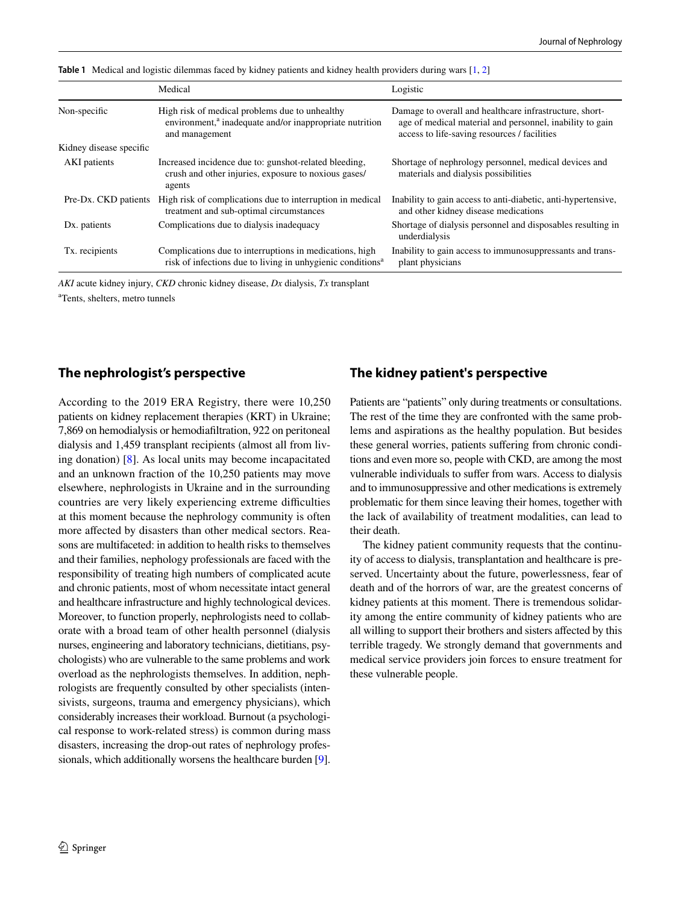**Table 1** Medical and logistic dilemmas faced by kidney patients and kidney health providers during wars [1, 2]

| | Medical | Logistic |
|---|---|---|
| Non-specific | High risk of medical problems due to unhealthy environment,[a] inadequate and/or inappropriate nutrition and management | Damage to overall and healthcare infrastructure, shortage of medical material and personnel, inability to gain access to life-saving resources / facilities |
| Kidney disease specific | | |
| AKI patients | Increased incidence due to: gunshot-related bleeding, crush and other injuries, exposure to noxious gases/agents | Shortage of nephrology personnel, medical devices and materials and dialysis possibilities |
| Pre-Dx. CKD patients | High risk of complications due to interruption in medical treatment and sub-optimal circumstances | Inability to gain access to anti-diabetic, anti-hypertensive, and other kidney disease medications |
| Dx. patients | Complications due to dialysis inadequacy | Shortage of dialysis personnel and disposables resulting in underdialysis |
| Tx. recipients | Complications due to interruptions in medications, high risk of infections due to living in unhygienic conditions[a] | Inability to gain access to immunosuppressants and transplant physicians |

*AKI* acute kidney injury, *CKD* chronic kidney disease, *Dx* dialysis, *Tx* transplant

[a]Tents, shelters, metro tunnels

## The nephrologist's perspective

According to the 2019 ERA Registry, there were 10,250 patients on kidney replacement therapies (KRT) in Ukraine; 7,869 on hemodialysis or hemodiafiltration, 922 on peritoneal dialysis and 1,459 transplant recipients (almost all from living donation) [8]. As local units may become incapacitated and an unknown fraction of the 10,250 patients may move elsewhere, nephrologists in Ukraine and in the surrounding countries are very likely experiencing extreme difficulties at this moment because the nephrology community is often more affected by disasters than other medical sectors. Reasons are multifaceted: in addition to health risks to themselves and their families, nephology professionals are faced with the responsibility of treating high numbers of complicated acute and chronic patients, most of whom necessitate intact general and healthcare infrastructure and highly technological devices. Moreover, to function properly, nephrologists need to collaborate with a broad team of other health personnel (dialysis nurses, engineering and laboratory technicians, dietitians, psychologists) who are vulnerable to the same problems and work overload as the nephrologists themselves. In addition, nephrologists are frequently consulted by other specialists (intensivists, surgeons, trauma and emergency physicians), which considerably increases their workload. Burnout (a psychological response to work-related stress) is common during mass disasters, increasing the drop-out rates of nephrology professionals, which additionally worsens the healthcare burden [9].

## The kidney patient's perspective

Patients are "patients" only during treatments or consultations. The rest of the time they are confronted with the same problems and aspirations as the healthy population. But besides these general worries, patients suffering from chronic conditions and even more so, people with CKD, are among the most vulnerable individuals to suffer from wars. Access to dialysis and to immunosuppressive and other medications is extremely problematic for them since leaving their homes, together with the lack of availability of treatment modalities, can lead to their death.

The kidney patient community requests that the continuity of access to dialysis, transplantation and healthcare is preserved. Uncertainty about the future, powerlessness, fear of death and of the horrors of war, are the greatest concerns of kidney patients at this moment. There is tremendous solidarity among the entire community of kidney patients who are all willing to support their brothers and sisters affected by this terrible tragedy. We strongly demand that governments and medical service providers join forces to ensure treatment for these vulnerable people.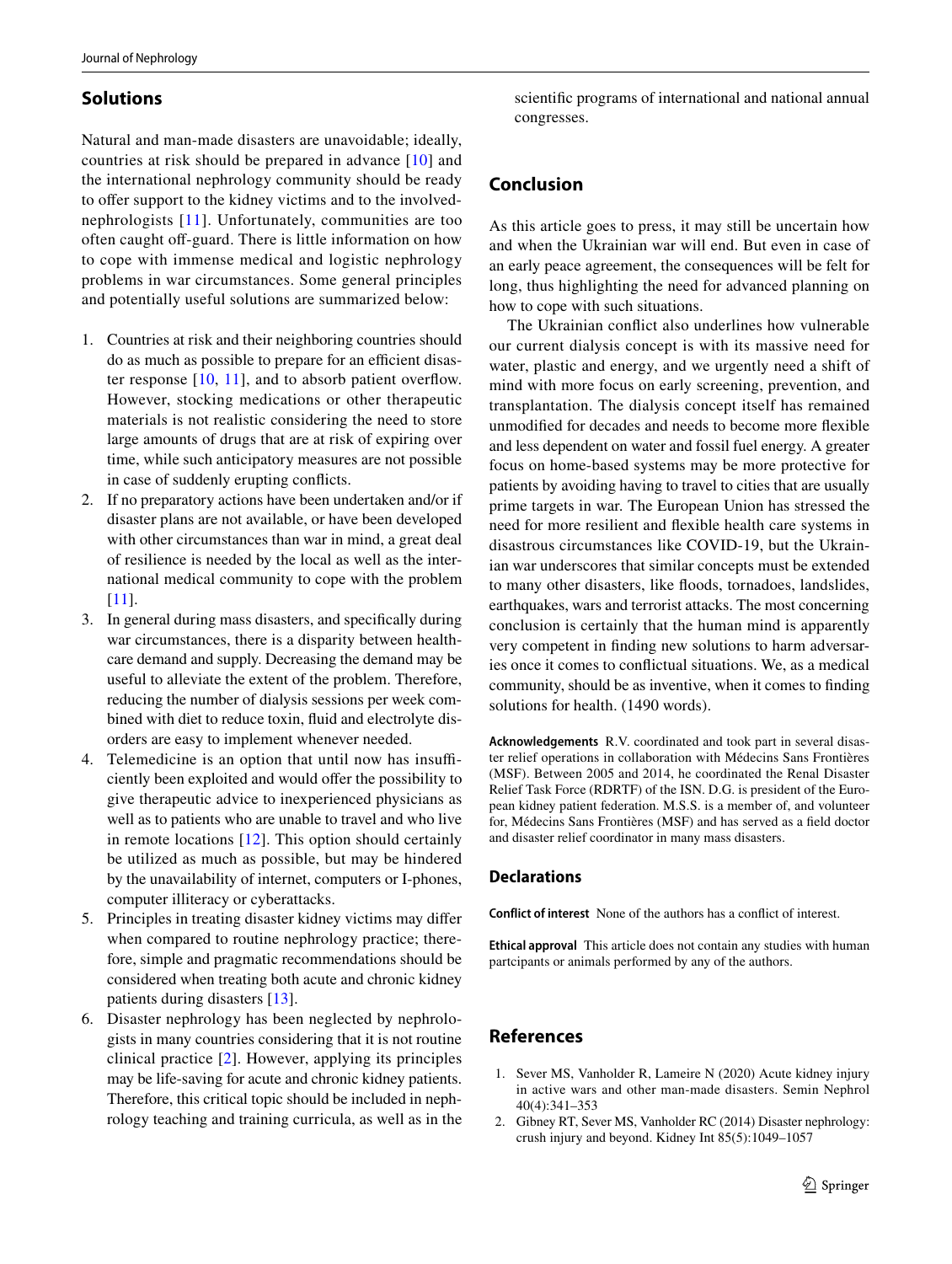## Solutions

Natural and man-made disasters are unavoidable; ideally, countries at risk should be prepared in advance [10] and the international nephrology community should be ready to offer support to the kidney victims and to the involved-nephrologists [11]. Unfortunately, communities are too often caught off-guard. There is little information on how to cope with immense medical and logistic nephrology problems in war circumstances. Some general principles and potentially useful solutions are summarized below:

1. Countries at risk and their neighboring countries should do as much as possible to prepare for an efficient disaster response [10, 11], and to absorb patient overflow. However, stocking medications or other therapeutic materials is not realistic considering the need to store large amounts of drugs that are at risk of expiring over time, while such anticipatory measures are not possible in case of suddenly erupting conflicts.
2. If no preparatory actions have been undertaken and/or if disaster plans are not available, or have been developed with other circumstances than war in mind, a great deal of resilience is needed by the local as well as the international medical community to cope with the problem [11].
3. In general during mass disasters, and specifically during war circumstances, there is a disparity between healthcare demand and supply. Decreasing the demand may be useful to alleviate the extent of the problem. Therefore, reducing the number of dialysis sessions per week combined with diet to reduce toxin, fluid and electrolyte disorders are easy to implement whenever needed.
4. Telemedicine is an option that until now has insufficiently been exploited and would offer the possibility to give therapeutic advice to inexperienced physicians as well as to patients who are unable to travel and who live in remote locations [12]. This option should certainly be utilized as much as possible, but may be hindered by the unavailability of internet, computers or I-phones, computer illiteracy or cyberattacks.
5. Principles in treating disaster kidney victims may differ when compared to routine nephrology practice; therefore, simple and pragmatic recommendations should be considered when treating both acute and chronic kidney patients during disasters [13].
6. Disaster nephrology has been neglected by nephrologists in many countries considering that it is not routine clinical practice [2]. However, applying its principles may be life-saving for acute and chronic kidney patients. Therefore, this critical topic should be included in nephrology teaching and training curricula, as well as in the scientific programs of international and national annual congresses.

## Conclusion

As this article goes to press, it may still be uncertain how and when the Ukrainian war will end. But even in case of an early peace agreement, the consequences will be felt for long, thus highlighting the need for advanced planning on how to cope with such situations.

The Ukrainian conflict also underlines how vulnerable our current dialysis concept is with its massive need for water, plastic and energy, and we urgently need a shift of mind with more focus on early screening, prevention, and transplantation. The dialysis concept itself has remained unmodified for decades and needs to become more flexible and less dependent on water and fossil fuel energy. A greater focus on home-based systems may be more protective for patients by avoiding having to travel to cities that are usually prime targets in war. The European Union has stressed the need for more resilient and flexible health care systems in disastrous circumstances like COVID-19, but the Ukrainian war underscores that similar concepts must be extended to many other disasters, like floods, tornadoes, landslides, earthquakes, wars and terrorist attacks. The most concerning conclusion is certainly that the human mind is apparently very competent in finding new solutions to harm adversaries once it comes to conflictual situations. We, as a medical community, should be as inventive, when it comes to finding solutions for health. (1490 words).

**Acknowledgements** R.V. coordinated and took part in several disaster relief operations in collaboration with Médecins Sans Frontières (MSF). Between 2005 and 2014, he coordinated the Renal Disaster Relief Task Force (RDRTF) of the ISN. D.G. is president of the European kidney patient federation. M.S.S. is a member of, and volunteer for, Médecins Sans Frontières (MSF) and has served as a field doctor and disaster relief coordinator in many mass disasters.

## Declarations

**Conflict of interest** None of the authors has a conflict of interest.

**Ethical approval** This article does not contain any studies with human partcipants or animals performed by any of the authors.

## References

1. Sever MS, Vanholder R, Lameire N (2020) Acute kidney injury in active wars and other man-made disasters. Semin Nephrol 40(4):341–353
2. Gibney RT, Sever MS, Vanholder RC (2014) Disaster nephrology: crush injury and beyond. Kidney Int 85(5):1049–1057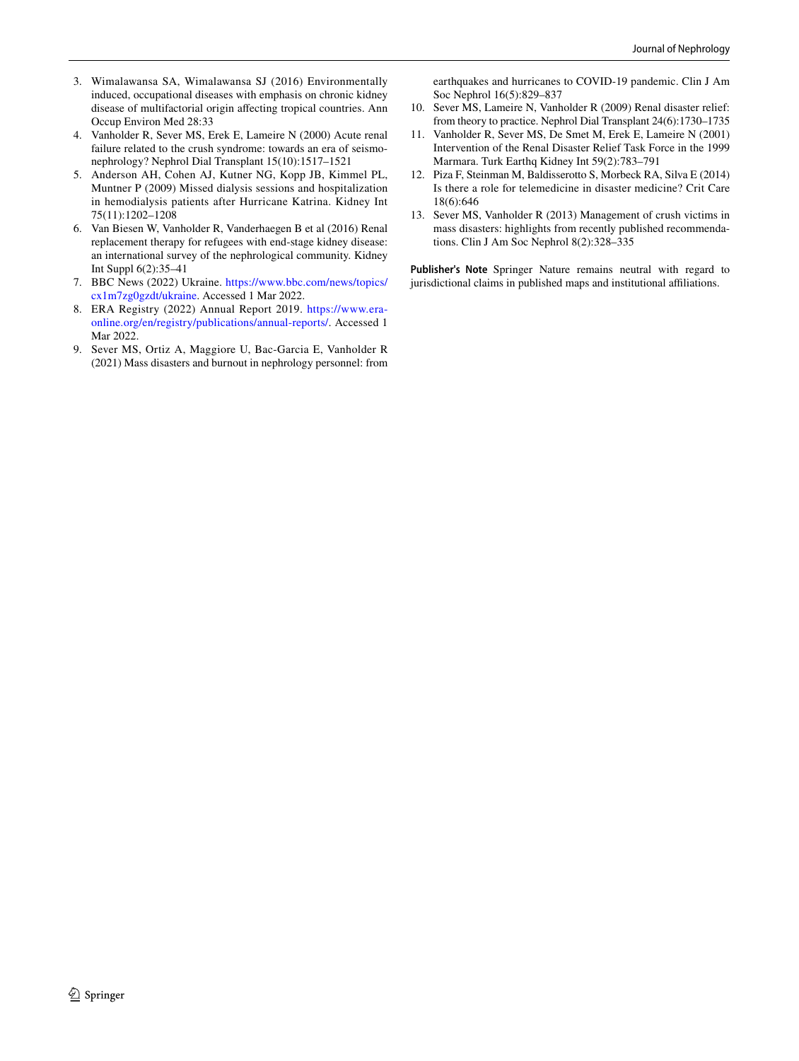3. Wimalawansa SA, Wimalawansa SJ (2016) Environmentally induced, occupational diseases with emphasis on chronic kidney disease of multifactorial origin affecting tropical countries. Ann Occup Environ Med 28:33
4. Vanholder R, Sever MS, Erek E, Lameire N (2000) Acute renal failure related to the crush syndrome: towards an era of seismo-nephrology? Nephrol Dial Transplant 15(10):1517–1521
5. Anderson AH, Cohen AJ, Kutner NG, Kopp JB, Kimmel PL, Muntner P (2009) Missed dialysis sessions and hospitalization in hemodialysis patients after Hurricane Katrina. Kidney Int 75(11):1202–1208
6. Van Biesen W, Vanholder R, Vanderhaegen B et al (2016) Renal replacement therapy for refugees with end-stage kidney disease: an international survey of the nephrological community. Kidney Int Suppl 6(2):35–41
7. BBC News (2022) Ukraine. https://www.bbc.com/news/topics/cx1m7zg0gzdt/ukraine. Accessed 1 Mar 2022.
8. ERA Registry (2022) Annual Report 2019. https://www.era-online.org/en/registry/publications/annual-reports/. Accessed 1 Mar 2022.
9. Sever MS, Ortiz A, Maggiore U, Bac-Garcia E, Vanholder R (2021) Mass disasters and burnout in nephrology personnel: from earthquakes and hurricanes to COVID-19 pandemic. Clin J Am Soc Nephrol 16(5):829–837
10. Sever MS, Lameire N, Vanholder R (2009) Renal disaster relief: from theory to practice. Nephrol Dial Transplant 24(6):1730–1735
11. Vanholder R, Sever MS, De Smet M, Erek E, Lameire N (2001) Intervention of the Renal Disaster Relief Task Force in the 1999 Marmara. Turk Earthq Kidney Int 59(2):783–791
12. Piza F, Steinman M, Baldisserotto S, Morbeck RA, Silva E (2014) Is there a role for telemedicine in disaster medicine? Crit Care 18(6):646
13. Sever MS, Vanholder R (2013) Management of crush victims in mass disasters: highlights from recently published recommendations. Clin J Am Soc Nephrol 8(2):328–335

**Publisher's Note** Springer Nature remains neutral with regard to jurisdictional claims in published maps and institutional affiliations.